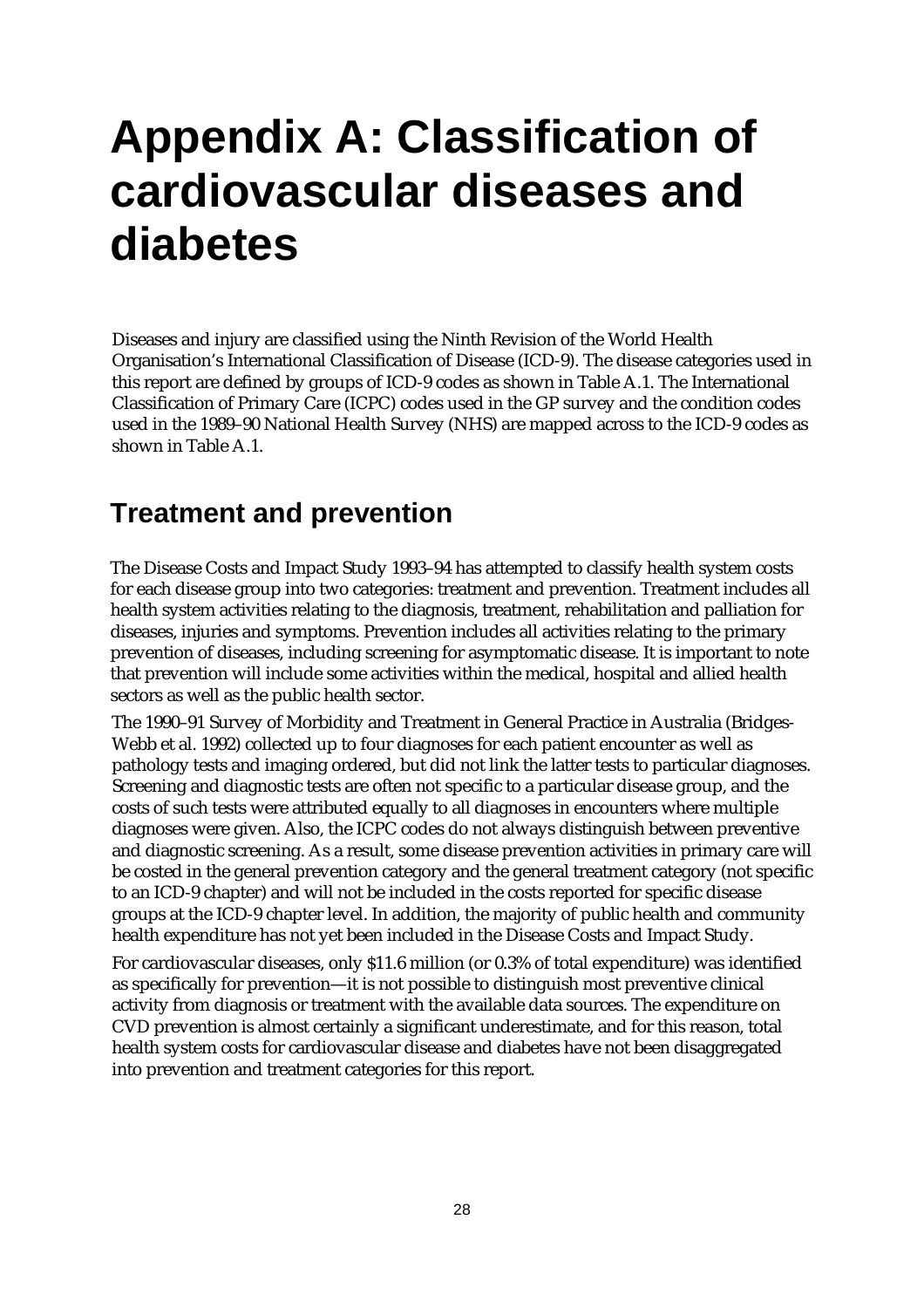# Appendix A: Classification of cardiovascular diseases and diabetes

Diseases and injury are classified using the Ninth Revision of the World Health Organisation's International Classification of Disease (ICD-9). The disease categories used in this report are defined by groups of ICD-9 codes as shown in Table A.1. The International Classification of Primary Care (ICPC) codes used in the GP survey and the condition codes used in the 1989–90 National Health Survey (NHS) are mapped across to the ICD-9 codes as shown in Table A.1.

## Treatment and prevention

The Disease Costs and Impact Study 1993–94 has attempted to classify health system costs for each disease group into two categories: treatment and prevention. Treatment includes all health system activities relating to the diagnosis, treatment, rehabilitation and palliation for diseases, injuries and symptoms. Prevention includes all activities relating to the primary prevention of diseases, including screening for asymptomatic disease. It is important to note that prevention will include some activities within the medical, hospital and allied health sectors as well as the public health sector.

The 1990–91 Survey of Morbidity and Treatment in General Practice in Australia (Bridges-Webb et al. 1992) collected up to four diagnoses for each patient encounter as well as pathology tests and imaging ordered, but did not link the latter tests to particular diagnoses. Screening and diagnostic tests are often not specific to a particular disease group, and the costs of such tests were attributed equally to all diagnoses in encounters where multiple diagnoses were given. Also, the ICPC codes do not always distinguish between preventive and diagnostic screening. As a result, some disease prevention activities in primary care will be costed in the general prevention category and the general treatment category (not specific to an ICD-9 chapter) and will not be included in the costs reported for specific disease groups at the ICD-9 chapter level. In addition, the majority of public health and community health expenditure has not yet been included in the Disease Costs and Impact Study.

For cardiovascular diseases, only $11.6 million (or 0.3% of total expenditure) was identified as specifically for prevention—it is not possible to distinguish most preventive clinical activity from diagnosis or treatment with the available data sources. The expenditure on CVD prevention is almost certainly a significant underestimate, and for this reason, total health system costs for cardiovascular disease and diabetes have not been disaggregated into prevention and treatment categories for this report.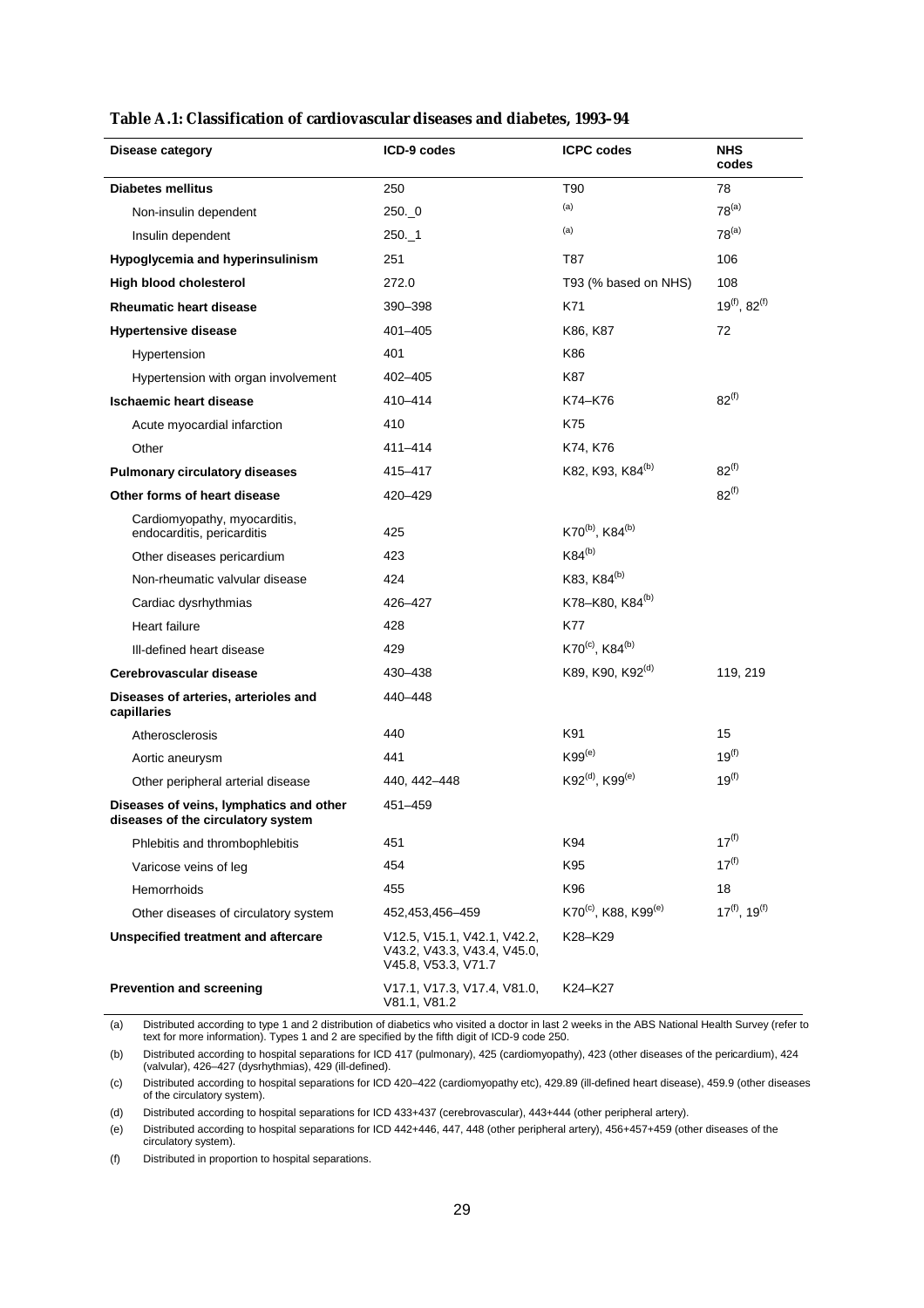**Table A.1: Classification of cardiovascular diseases and diabetes, 1993–94**

| Disease category | ICD-9 codes | ICPC codes | NHS codes |
|---|---|---|---|
| **Diabetes mellitus** | 250 | T90 | 78 |
| Non-insulin dependent | 250._0 | [(a)] | 78[(a)] |
| Insulin dependent | 250._1 | [(a)] | 78[(a)] |
| **Hypoglycemia and hyperinsulinism** | 251 | T87 | 106 |
| **High blood cholesterol** | 272.0 | T93 (% based on NHS) | 108 |
| **Rheumatic heart disease** | 390–398 | K71 | 19[(f)], 82[(f)] |
| **Hypertensive disease** | 401–405 | K86, K87 | 72 |
| Hypertension | 401 | K86 | |
| Hypertension with organ involvement | 402–405 | K87 | |
| **Ischaemic heart disease** | 410–414 | K74–K76 | 82[(f)] |
| Acute myocardial infarction | 410 | K75 | |
| Other | 411–414 | K74, K76 | |
| **Pulmonary circulatory diseases** | 415–417 | K82, K93, K84[(b)] | 82[(f)] |
| **Other forms of heart disease** | 420–429 | | 82[(f)] |
| Cardiomyopathy, myocarditis, endocarditis, pericarditis | 425 | K70[(b)], K84[(b)] | |
| Other diseases pericardium | 423 | K84[(b)] | |
| Non-rheumatic valvular disease | 424 | K83, K84[(b)] | |
| Cardiac dysrhythmias | 426–427 | K78–K80, K84[(b)] | |
| Heart failure | 428 | K77 | |
| Ill-defined heart disease | 429 | K70[(c)], K84[(b)] | |
| **Cerebrovascular disease** | 430–438 | K89, K90, K92[(d)] | 119, 219 |
| **Diseases of arteries, arterioles and capillaries** | 440–448 | | |
| Atherosclerosis | 440 | K91 | 15 |
| Aortic aneurysm | 441 | K99[(e)] | 19[(f)] |
| Other peripheral arterial disease | 440, 442–448 | K92[(d)], K99[(e)] | 19[(f)] |
| **Diseases of veins, lymphatics and other diseases of the circulatory system** | 451–459 | | |
| Phlebitis and thrombophlebitis | 451 | K94 | 17[(f)] |
| Varicose veins of leg | 454 | K95 | 17[(f)] |
| Hemorrhoids | 455 | K96 | 18 |
| Other diseases of circulatory system | 452,453,456–459 | K70[(c)], K88, K99[(e)] | 17[(f)], 19[(f)] |
| **Unspecified treatment and aftercare** | V12.5, V15.1, V42.1, V42.2, V43.2, V43.3, V43.4, V45.0, V45.8, V53.3, V71.7 | K28–K29 | |
| **Prevention and screening** | V17.1, V17.3, V17.4, V81.0, V81.1, V81.2 | K24–K27 | |

(a) Distributed according to type 1 and 2 distribution of diabetics who visited a doctor in last 2 weeks in the ABS National Health Survey (refer to text for more information). Types 1 and 2 are specified by the fifth digit of ICD-9 code 250.

(b) Distributed according to hospital separations for ICD 417 (pulmonary), 425 (cardiomyopathy), 423 (other diseases of the pericardium), 424 (valvular), 426–427 (dysrhythmias), 429 (ill-defined).

(c) Distributed according to hospital separations for ICD 420–422 (cardiomyopathy etc), 429.89 (ill-defined heart disease), 459.9 (other diseases of the circulatory system).

(d) Distributed according to hospital separations for ICD 433+437 (cerebrovascular), 443+444 (other peripheral artery).

(e) Distributed according to hospital separations for ICD 442+446, 447, 448 (other peripheral artery), 456+457+459 (other diseases of the circulatory system).

(f) Distributed in proportion to hospital separations.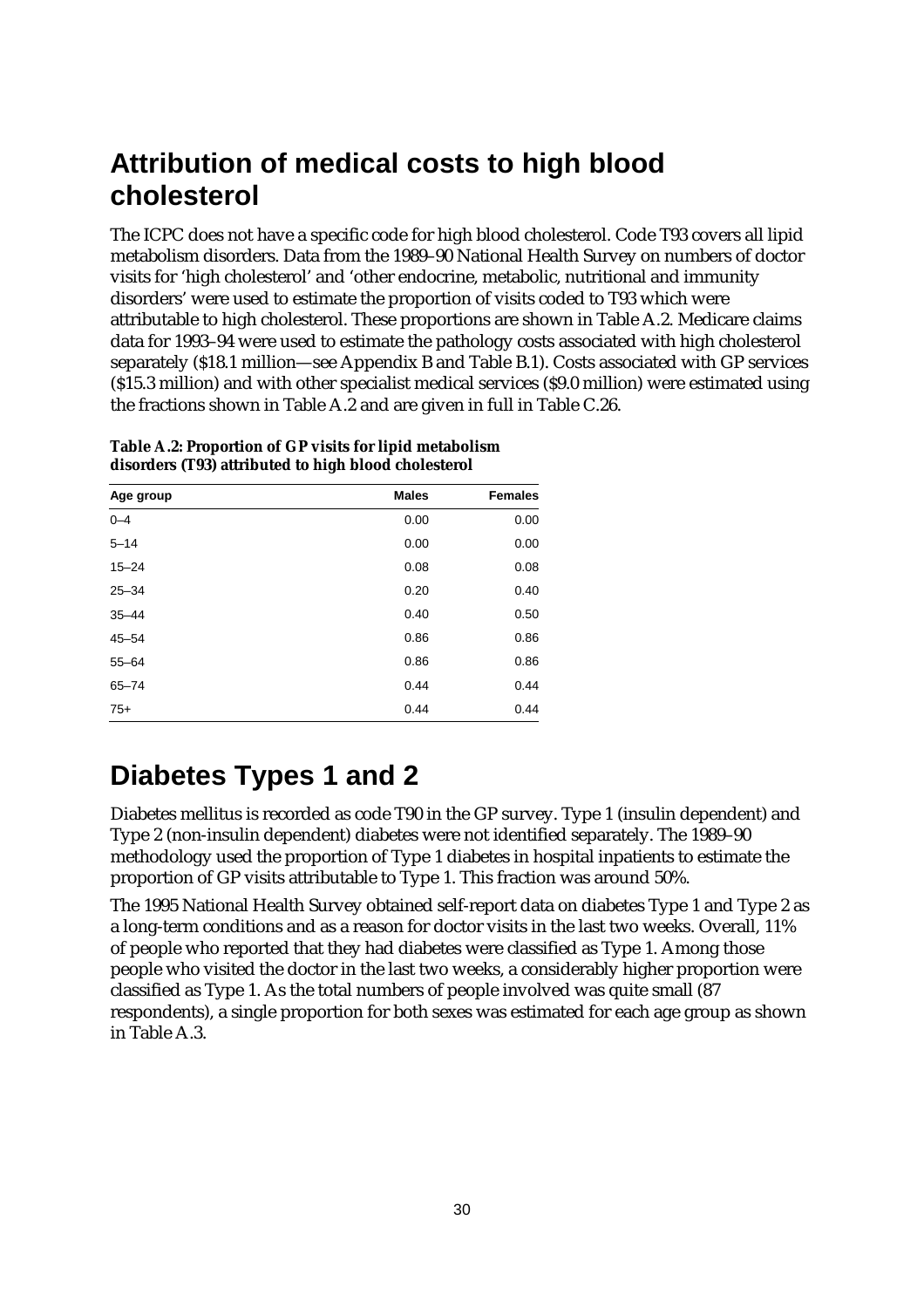## Attribution of medical costs to high blood cholesterol

The ICPC does not have a specific code for high blood cholesterol. Code T93 covers all lipid metabolism disorders. Data from the 1989–90 National Health Survey on numbers of doctor visits for 'high cholesterol' and 'other endocrine, metabolic, nutritional and immunity disorders' were used to estimate the proportion of visits coded to T93 which were attributable to high cholesterol. These proportions are shown in Table A.2. Medicare claims data for 1993–94 were used to estimate the pathology costs associated with high cholesterol separately ($18.1 million—see Appendix B and Table B.1). Costs associated with GP services ($15.3 million) and with other specialist medical services ($9.0 million) were estimated using the fractions shown in Table A.2 and are given in full in Table C.26.

**Table A.2: Proportion of GP visits for lipid metabolism disorders (T93) attributed to high blood cholesterol**

| Age group | Males | Females |
|---|---|---|
| 0–4 | 0.00 | 0.00 |
| 5–14 | 0.00 | 0.00 |
| 15–24 | 0.08 | 0.08 |
| 25–34 | 0.20 | 0.40 |
| 35–44 | 0.40 | 0.50 |
| 45–54 | 0.86 | 0.86 |
| 55–64 | 0.86 | 0.86 |
| 65–74 | 0.44 | 0.44 |
| 75+ | 0.44 | 0.44 |

## Diabetes Types 1 and 2

Diabetes mellitus is recorded as code T90 in the GP survey. Type 1 (insulin dependent) and Type 2 (non-insulin dependent) diabetes were not identified separately. The 1989–90 methodology used the proportion of Type 1 diabetes in hospital inpatients to estimate the proportion of GP visits attributable to Type 1. This fraction was around 50%.

The 1995 National Health Survey obtained self-report data on diabetes Type 1 and Type 2 as a long-term conditions and as a reason for doctor visits in the last two weeks. Overall, 11% of people who reported that they had diabetes were classified as Type 1. Among those people who visited the doctor in the last two weeks, a considerably higher proportion were classified as Type 1. As the total numbers of people involved was quite small (87 respondents), a single proportion for both sexes was estimated for each age group as shown in Table A.3.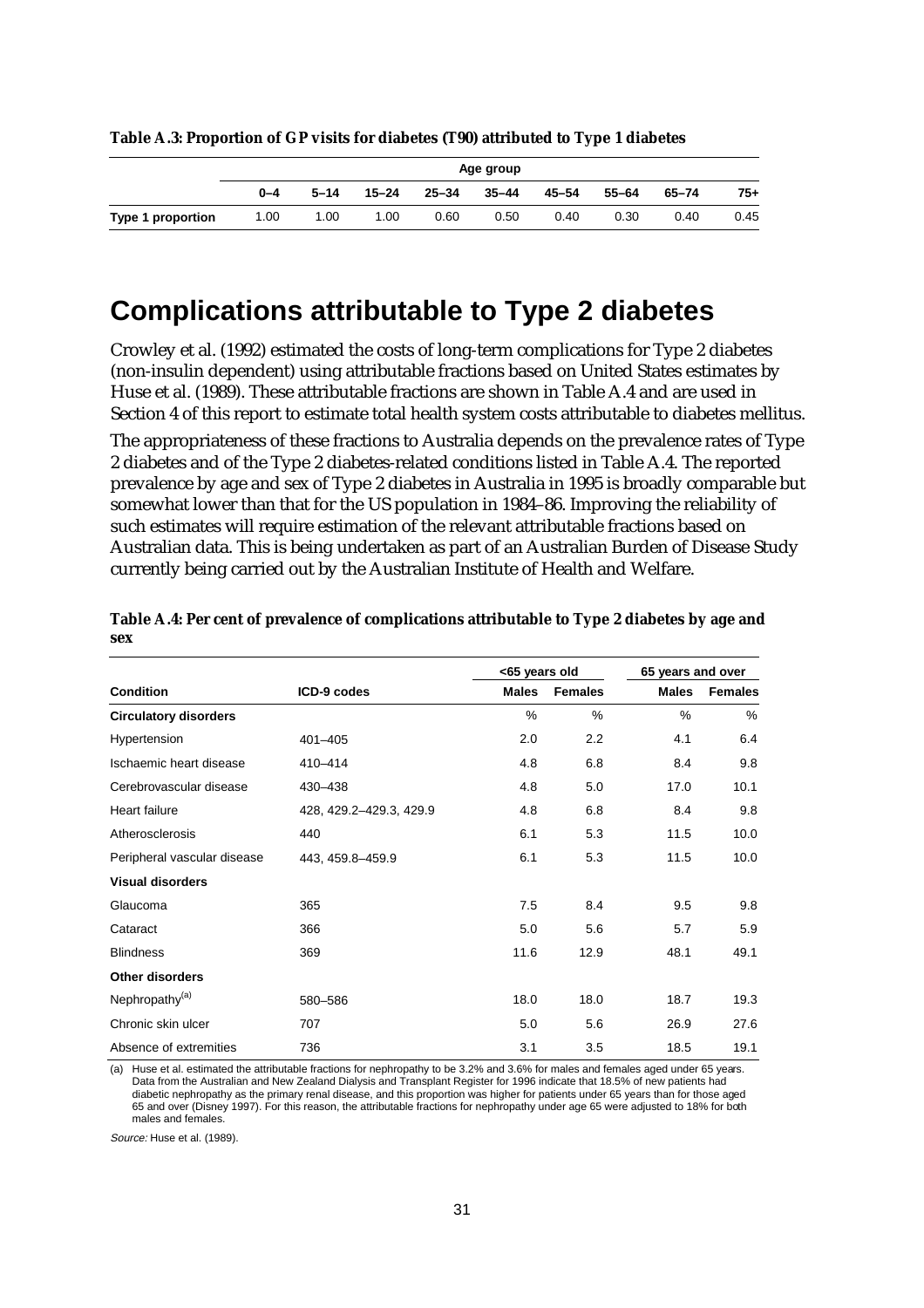**Table A.3: Proportion of GP visits for diabetes (T90) attributed to Type 1 diabetes**

| | Age group | | | | | | | | |
|---|---|---|---|---|---|---|---|---|---|
| | 0–4 | 5–14 | 15–24 | 25–34 | 35–44 | 45–54 | 55–64 | 65–74 | 75+ |
| **Type 1 proportion** | 1.00 | 1.00 | 1.00 | 0.60 | 0.50 | 0.40 | 0.30 | 0.40 | 0.45 |

# Complications attributable to Type 2 diabetes

Crowley et al. (1992) estimated the costs of long-term complications for Type 2 diabetes (non-insulin dependent) using attributable fractions based on United States estimates by Huse et al. (1989). These attributable fractions are shown in Table A.4 and are used in Section 4 of this report to estimate total health system costs attributable to diabetes mellitus.

The appropriateness of these fractions to Australia depends on the prevalence rates of Type 2 diabetes and of the Type 2 diabetes-related conditions listed in Table A.4. The reported prevalence by age and sex of Type 2 diabetes in Australia in 1995 is broadly comparable but somewhat lower than that for the US population in 1984–86. Improving the reliability of such estimates will require estimation of the relevant attributable fractions based on Australian data. This is being undertaken as part of an Australian Burden of Disease Study currently being carried out by the Australian Institute of Health and Welfare.

**Table A.4: Per cent of prevalence of complications attributable to Type 2 diabetes by age and sex**

| | | <65 years old | | 65 years and over | |
|---|---|---|---|---|---|
| **Condition** | **ICD-9 codes** | **Males** | **Females** | **Males** | **Females** |
| **Circulatory disorders** | | % | % | % | % |
| Hypertension | 401–405 | 2.0 | 2.2 | 4.1 | 6.4 |
| Ischaemic heart disease | 410–414 | 4.8 | 6.8 | 8.4 | 9.8 |
| Cerebrovascular disease | 430–438 | 4.8 | 5.0 | 17.0 | 10.1 |
| Heart failure | 428, 429.2–429.3, 429.9 | 4.8 | 6.8 | 8.4 | 9.8 |
| Atherosclerosis | 440 | 6.1 | 5.3 | 11.5 | 10.0 |
| Peripheral vascular disease | 443, 459.8–459.9 | 6.1 | 5.3 | 11.5 | 10.0 |
| **Visual disorders** | | | | | |
| Glaucoma | 365 | 7.5 | 8.4 | 9.5 | 9.8 |
| Cataract | 366 | 5.0 | 5.6 | 5.7 | 5.9 |
| Blindness | 369 | 11.6 | 12.9 | 48.1 | 49.1 |
| **Other disorders** | | | | | |
| Nephropathy[(a)] | 580–586 | 18.0 | 18.0 | 18.7 | 19.3 |
| Chronic skin ulcer | 707 | 5.0 | 5.6 | 26.9 | 27.6 |
| Absence of extremities | 736 | 3.1 | 3.5 | 18.5 | 19.1 |

(a) Huse et al. estimated the attributable fractions for nephropathy to be 3.2% and 3.6% for males and females aged under 65 years. Data from the Australian and New Zealand Dialysis and Transplant Register for 1996 indicate that 18.5% of new patients had diabetic nephropathy as the primary renal disease, and this proportion was higher for patients under 65 years than for those aged 65 and over (Disney 1997). For this reason, the attributable fractions for nephropathy under age 65 were adjusted to 18% for both males and females.

*Source:* Huse et al. (1989).